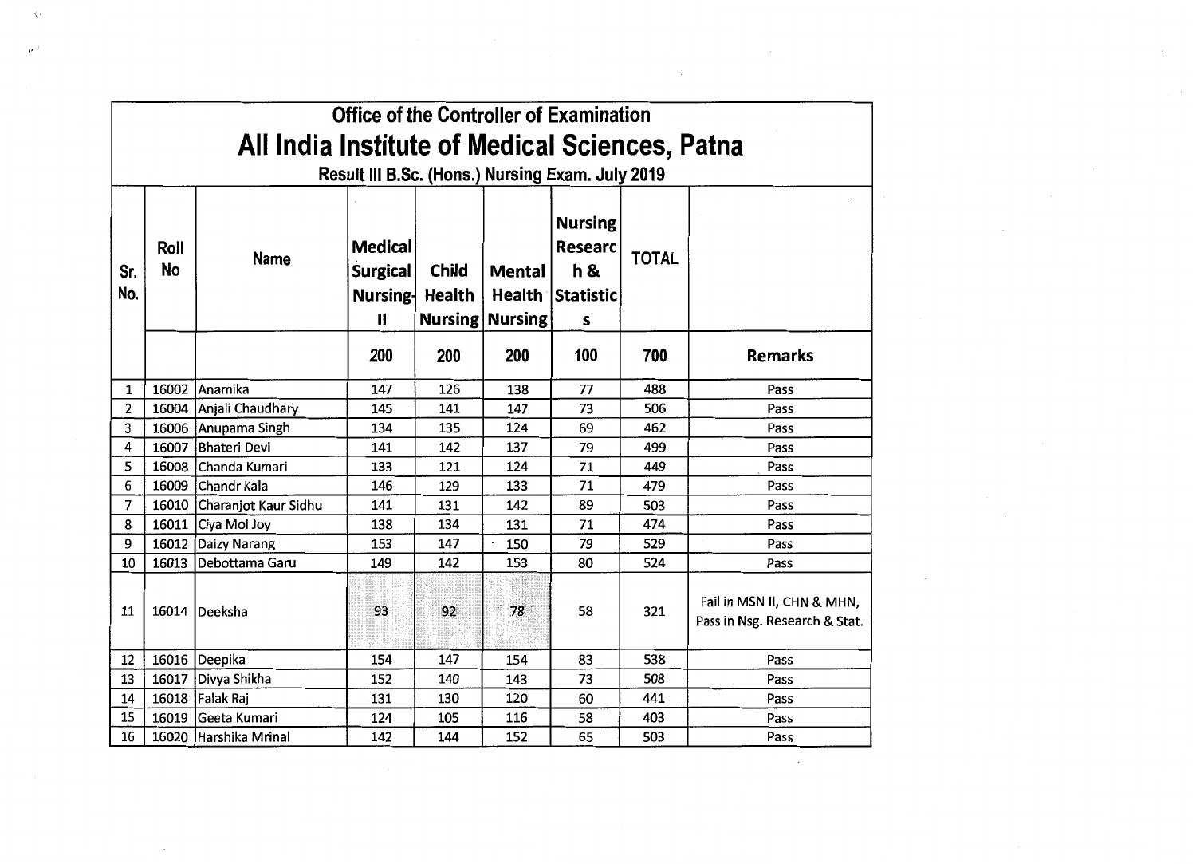# Office of the Controller of Examination

# All India Institute of Medical Sciences, Patna

## Result III B.Sc. (Hons.) Nursing Exam. July 2019

| Sr. No. | Roll No | Name | Medical Surgical Nursing-II | Child Health Nursing | Mental Health Nursing | Nursing Research & Statistics | TOTAL | |
|---|---|---|---|---|---|---|---|---|
| | | | 200 | 200 | 200 | 100 | 700 | Remarks |
| 1 | 16002 | Anamika | 147 | 126 | 138 | 77 | 488 | Pass |
| 2 | 16004 | Anjali Chaudhary | 145 | 141 | 147 | 73 | 506 | Pass |
| 3 | 16006 | Anupama Singh | 134 | 135 | 124 | 69 | 462 | Pass |
| 4 | 16007 | Bhateri Devi | 141 | 142 | 137 | 79 | 499 | Pass |
| 5 | 16008 | Chanda Kumari | 133 | 121 | 124 | 71 | 449 | Pass |
| 6 | 16009 | Chandr Kala | 146 | 129 | 133 | 71 | 479 | Pass |
| 7 | 16010 | Charanjot Kaur Sidhu | 141 | 131 | 142 | 89 | 503 | Pass |
| 8 | 16011 | Ciya Mol Joy | 138 | 134 | 131 | 71 | 474 | Pass |
| 9 | 16012 | Daizy Narang | 153 | 147 | 150 | 79 | 529 | Pass |
| 10 | 16013 | Debottama Garu | 149 | 142 | 153 | 80 | 524 | Pass |
| 11 | 16014 | Deeksha | 93 | 92 | 78 | 58 | 321 | Fail in MSN II, CHN & MHN, Pass in Nsg. Research & Stat. |
| 12 | 16016 | Deepika | 154 | 147 | 154 | 83 | 538 | Pass |
| 13 | 16017 | Divya Shikha | 152 | 140 | 143 | 73 | 508 | Pass |
| 14 | 16018 | Falak Raj | 131 | 130 | 120 | 60 | 441 | Pass |
| 15 | 16019 | Geeta Kumari | 124 | 105 | 116 | 58 | 403 | Pass |
| 16 | 16020 | Harshika Mrinal | 142 | 144 | 152 | 65 | 503 | Pass |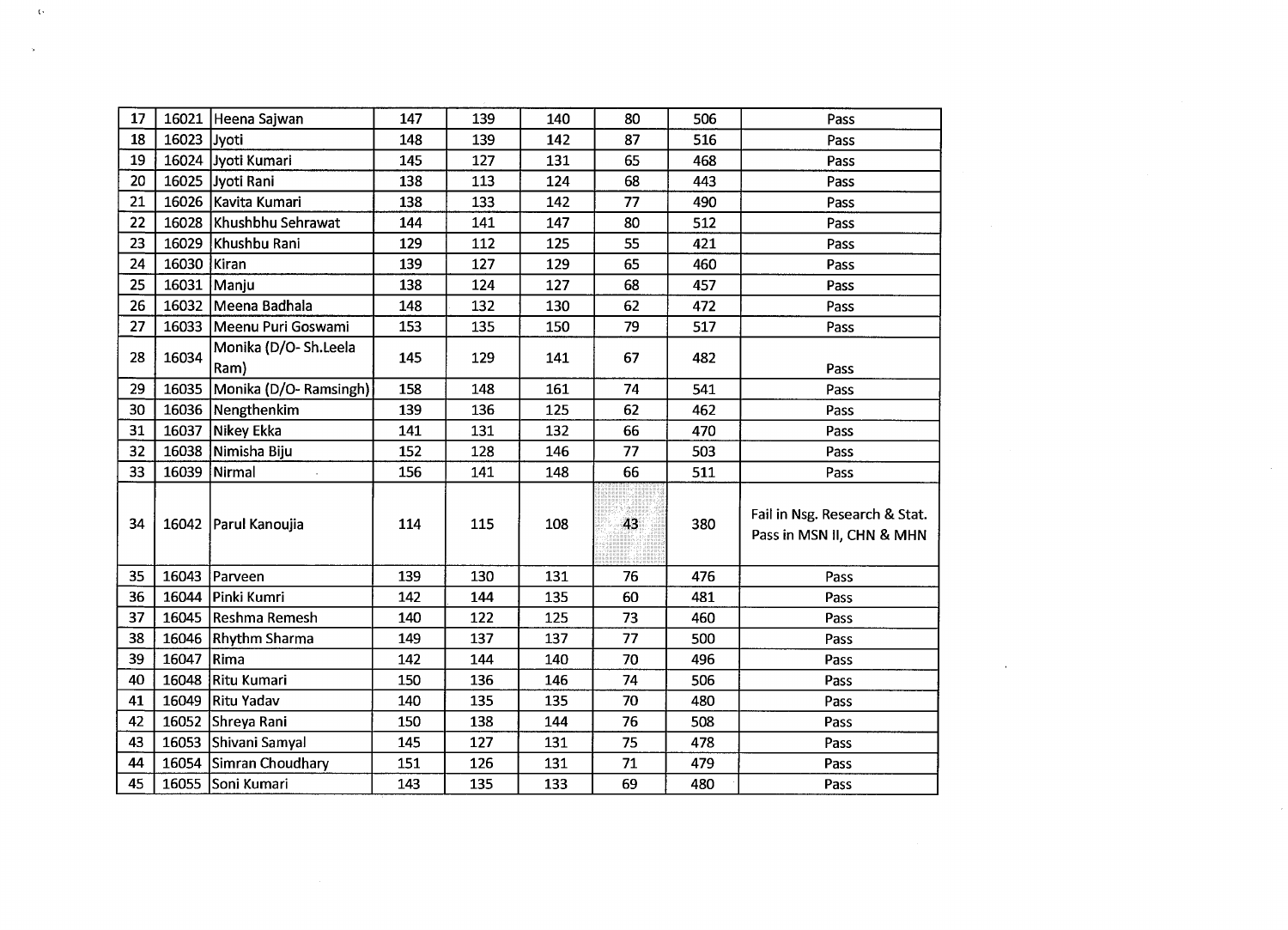| 17 | 16021 | Heena Sajwan | 147 | 139 | 140 | 80 | 506 | Pass |
|---|---|---|---|---|---|---|---|---|
| 18 | 16023 | Jyoti | 148 | 139 | 142 | 87 | 516 | Pass |
| 19 | 16024 | Jyoti Kumari | 145 | 127 | 131 | 65 | 468 | Pass |
| 20 | 16025 | Jyoti Rani | 138 | 113 | 124 | 68 | 443 | Pass |
| 21 | 16026 | Kavita Kumari | 138 | 133 | 142 | 77 | 490 | Pass |
| 22 | 16028 | Khushbhu Sehrawat | 144 | 141 | 147 | 80 | 512 | Pass |
| 23 | 16029 | Khushbu Rani | 129 | 112 | 125 | 55 | 421 | Pass |
| 24 | 16030 | Kiran | 139 | 127 | 129 | 65 | 460 | Pass |
| 25 | 16031 | Manju | 138 | 124 | 127 | 68 | 457 | Pass |
| 26 | 16032 | Meena Badhala | 148 | 132 | 130 | 62 | 472 | Pass |
| 27 | 16033 | Meenu Puri Goswami | 153 | 135 | 150 | 79 | 517 | Pass |
| 28 | 16034 | Monika (D/O- Sh.Leela Ram) | 145 | 129 | 141 | 67 | 482 | Pass |
| 29 | 16035 | Monika (D/O- Ramsingh) | 158 | 148 | 161 | 74 | 541 | Pass |
| 30 | 16036 | Nengthenkim | 139 | 136 | 125 | 62 | 462 | Pass |
| 31 | 16037 | Nikey Ekka | 141 | 131 | 132 | 66 | 470 | Pass |
| 32 | 16038 | Nimisha Biju | 152 | 128 | 146 | 77 | 503 | Pass |
| 33 | 16039 | Nirmal | 156 | 141 | 148 | 66 | 511 | Pass |
| 34 | 16042 | Parul Kanoujia | 114 | 115 | 108 | 43 | 380 | Fail in Nsg. Research & Stat. Pass in MSN II, CHN & MHN |
| 35 | 16043 | Parveen | 139 | 130 | 131 | 76 | 476 | Pass |
| 36 | 16044 | Pinki Kumri | 142 | 144 | 135 | 60 | 481 | Pass |
| 37 | 16045 | Reshma Remesh | 140 | 122 | 125 | 73 | 460 | Pass |
| 38 | 16046 | Rhythm Sharma | 149 | 137 | 137 | 77 | 500 | Pass |
| 39 | 16047 | Rima | 142 | 144 | 140 | 70 | 496 | Pass |
| 40 | 16048 | Ritu Kumari | 150 | 136 | 146 | 74 | 506 | Pass |
| 41 | 16049 | Ritu Yadav | 140 | 135 | 135 | 70 | 480 | Pass |
| 42 | 16052 | Shreya Rani | 150 | 138 | 144 | 76 | 508 | Pass |
| 43 | 16053 | Shivani Samyal | 145 | 127 | 131 | 75 | 478 | Pass |
| 44 | 16054 | Simran Choudhary | 151 | 126 | 131 | 71 | 479 | Pass |
| 45 | 16055 | Soni Kumari | 143 | 135 | 133 | 69 | 480 | Pass |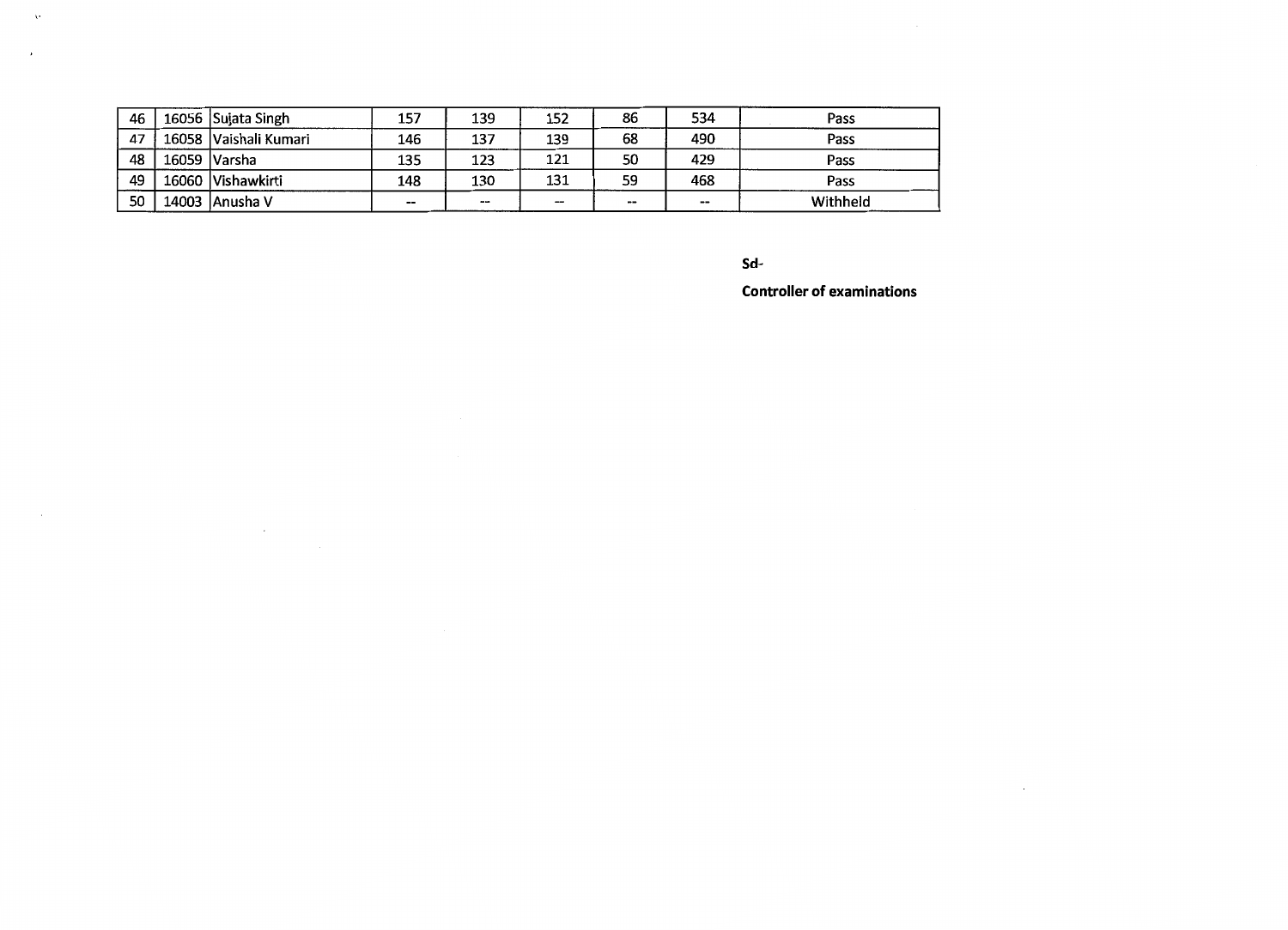| | | | | | | | | |
|---|---|---|---|---|---|---|---|---|
| 46 | 16056 | Sujata Singh | 157 | 139 | 152 | 86 | 534 | Pass |
| 47 | 16058 | Vaishali Kumari | 146 | 137 | 139 | 68 | 490 | Pass |
| 48 | 16059 | Varsha | 135 | 123 | 121 | 50 | 429 | Pass |
| 49 | 16060 | Vishawkirti | 148 | 130 | 131 | 59 | 468 | Pass |
| 50 | 14003 | Anusha V | -- | -- | -- | -- | -- | Withheld |

**Sd-**

**Controller of examinations**